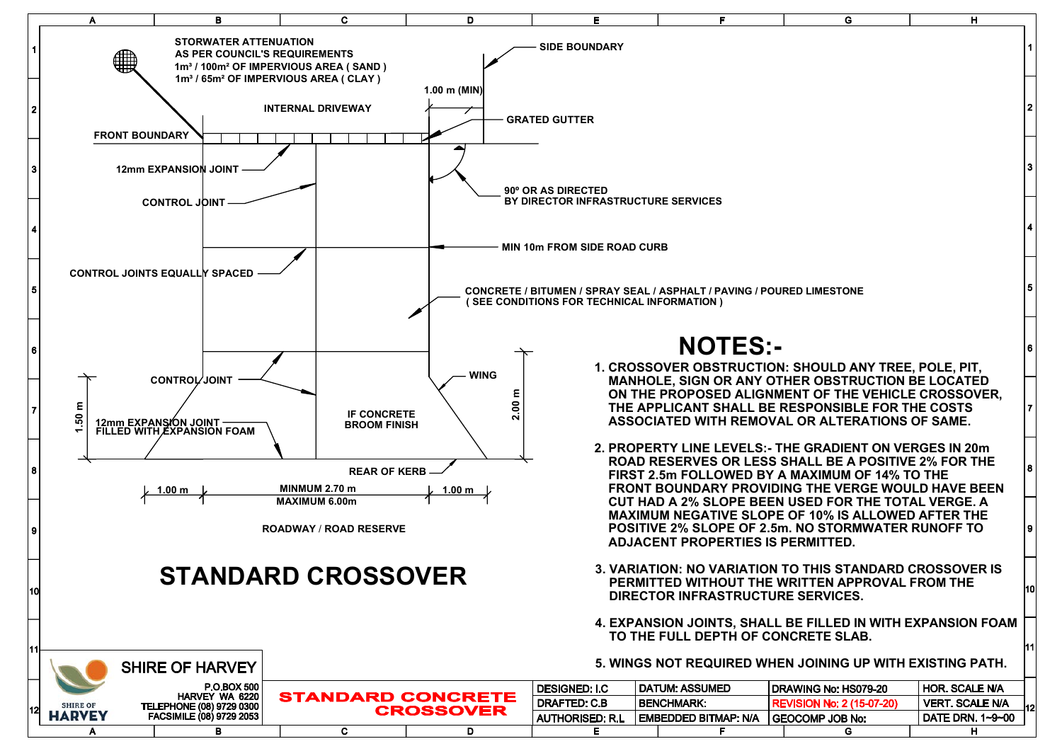# STANDARD CROSSOVER

STORWATER ATTENUATION
AS PER COUNCIL'S REQUIREMENTS
1m³ / 100m² OF IMPERVIOUS AREA ( SAND )
1m³ / 65m² OF IMPERVIOUS AREA ( CLAY )

SIDE BOUNDARY

1.00 m (MIN)

INTERNAL DRIVEWAY

GRATED GUTTER

FRONT BOUNDARY

12mm EXPANSION JOINT

90º OR AS DIRECTED
BY DIRECTOR INFRASTRUCTURE SERVICES

CONTROL JOINT

MIN 10m FROM SIDE ROAD CURB

CONTROL JOINTS EQUALLY SPACED

CONCRETE / BITUMEN / SPRAY SEAL / ASPHALT / PAVING / POURED LIMESTONE
( SEE CONDITIONS FOR TECHNICAL INFORMATION )

CONTROL JOINT

WING

1.50 m

12mm EXPANSION JOINT
FILLED WITH EXPANSION FOAM

IF CONCRETE
BROOM FINISH

2.00 m

REAR OF KERB

1.00 m — MINMUM 2.70 m / MAXIMUM 6.00m — 1.00 m

ROADWAY / ROAD RESERVE

## NOTES:-

1. CROSSOVER OBSTRUCTION: SHOULD ANY TREE, POLE, PIT, MANHOLE, SIGN OR ANY OTHER OBSTRUCTION BE LOCATED ON THE PROPOSED ALIGNMENT OF THE VEHICLE CROSSOVER, THE APPLICANT SHALL BE RESPONSIBLE FOR THE COSTS ASSOCIATED WITH REMOVAL OR ALTERATIONS OF SAME.
2. PROPERTY LINE LEVELS:- THE GRADIENT ON VERGES IN 20m ROAD RESERVES OR LESS SHALL BE A POSITIVE 2% FOR THE FIRST 2.5m FOLLOWED BY A MAXIMUM OF 14% TO THE FRONT BOUNDARY PROVIDING THE VERGE WOULD HAVE BEEN CUT HAD A 2% SLOPE BEEN USED FOR THE TOTAL VERGE. A MAXIMUM NEGATIVE SLOPE OF 10% IS ALLOWED AFTER THE POSITIVE 2% SLOPE OF 2.5m. NO STORMWATER RUNOFF TO ADJACENT PROPERTIES IS PERMITTED.
3. VARIATION: NO VARIATION TO THIS STANDARD CROSSOVER IS PERMITTED WITHOUT THE WRITTEN APPROVAL FROM THE DIRECTOR INFRASTRUCTURE SERVICES.
4. EXPANSION JOINTS, SHALL BE FILLED IN WITH EXPANSION FOAM TO THE FULL DEPTH OF CONCRETE SLAB.
5. WINGS NOT REQUIRED WHEN JOINING UP WITH EXISTING PATH.

SHIRE OF HARVEY
P.O.BOX 500
HARVEY WA 6220
TELEPHONE (08) 9729 0300
FACSIMILE (08) 9729 2053

**STANDARD CONCRETE CROSSOVER**

| DESIGNED: I.C | DATUM: ASSUMED | DRAWING No: HS079-20 | HOR. SCALE N/A |
|---|---|---|---|
| DRAFTED: C.B | BENCHMARK: | REVISION No: 2 (15-07-20) | VERT. SCALE N/A |
| AUTHORISED: R.L | EMBEDDED BITMAP: N/A | GEOCOMP JOB No: | DATE DRN. 1~9~00 |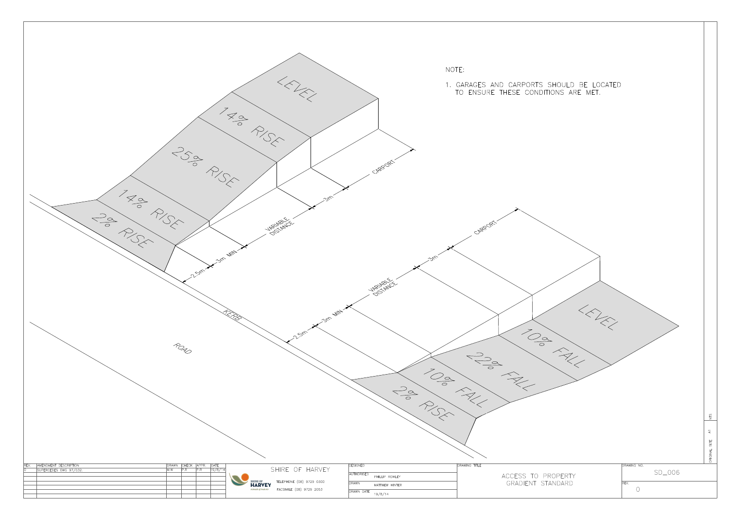NOTE:

1. GARAGES AND CARPORTS SHOULD BE LOCATED TO ENSURE THESE CONDITIONS ARE MET.

LEVEL

14% RISE

25% RISE

14% RISE

2% RISE

2.5m

3m MIN

VARIABLE DISTANCE

3m

CARPORT

KERB

ROAD

2.5m

3m MIN

VARIABLE DISTANCE

3m

CARPORT

LEVEL

10% FALL

22% FALL

10% FALL

2% RISE

| REV. | AMENDMENT DESCRIPTION | DRAWN | CHECK | APPR. | DATE |
|---|---|---|---|---|---|
| 0 | SUPERCEDES DWG 97/032. | M.W | P.R | P.R | 19/8/14 |

SHIRE OF HARVEY

TELEPHONE (08) 9729 0300

FACSIMILE (08) 9729 2053

| | |
|---|---|
| DESIGNED | |
| AUTHORISED | PHILLIP ROWLEY |
| DRAWN | MATTHEW WINTER |
| DRAWN DATE | 19/8/14 |

DRAWING TITLE

ACCESS TO PROPERTY GRADIENT STANDARD

DRAWING NO. SD_006

REV. 0

ORIGINAL SIZE A1

NTS